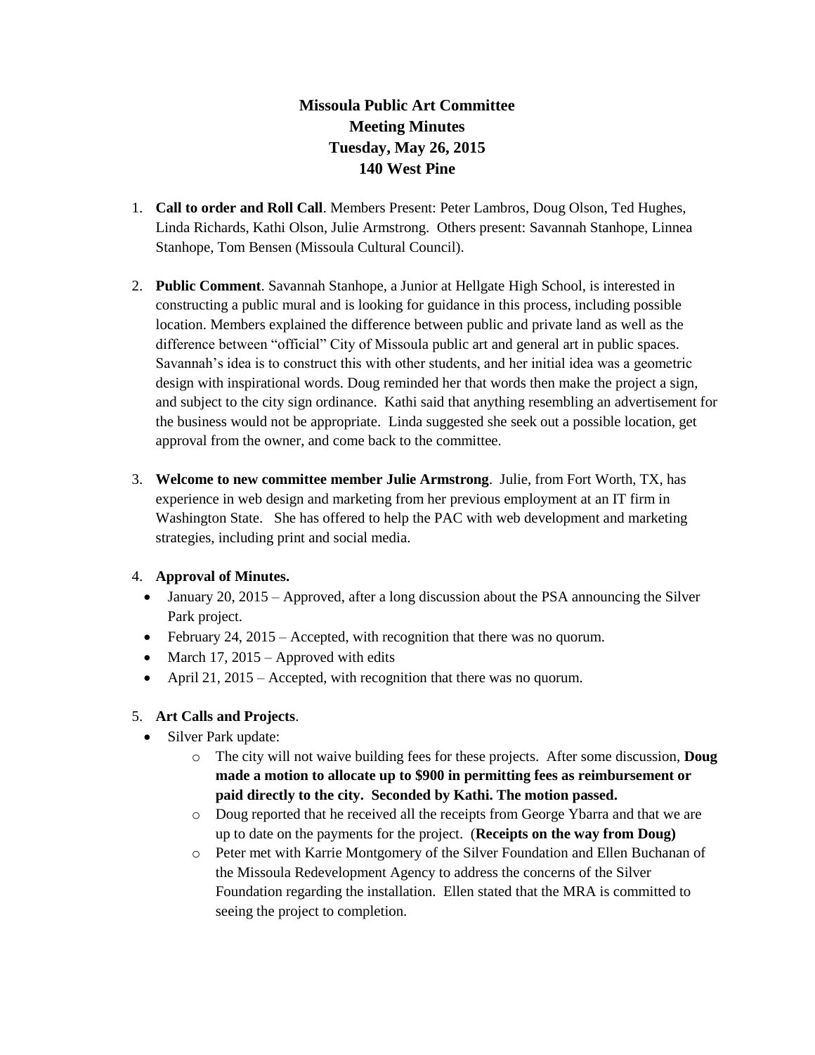# Missoula Public Art Committee
## Meeting Minutes
## Tuesday, May 26, 2015
## 140 West Pine

1. **Call to order and Roll Call**. Members Present: Peter Lambros, Doug Olson, Ted Hughes, Linda Richards, Kathi Olson, Julie Armstrong. Others present: Savannah Stanhope, Linnea Stanhope, Tom Bensen (Missoula Cultural Council).

2. **Public Comment**. Savannah Stanhope, a Junior at Hellgate High School, is interested in constructing a public mural and is looking for guidance in this process, including possible location. Members explained the difference between public and private land as well as the difference between "official" City of Missoula public art and general art in public spaces. Savannah's idea is to construct this with other students, and her initial idea was a geometric design with inspirational words. Doug reminded her that words then make the project a sign, and subject to the city sign ordinance. Kathi said that anything resembling an advertisement for the business would not be appropriate. Linda suggested she seek out a possible location, get approval from the owner, and come back to the committee.

3. **Welcome to new committee member Julie Armstrong**. Julie, from Fort Worth, TX, has experience in web design and marketing from her previous employment at an IT firm in Washington State. She has offered to help the PAC with web development and marketing strategies, including print and social media.

4. **Approval of Minutes.**
   - January 20, 2015 – Approved, after a long discussion about the PSA announcing the Silver Park project.
   - February 24, 2015 – Accepted, with recognition that there was no quorum.
   - March 17, 2015 – Approved with edits
   - April 21, 2015 – Accepted, with recognition that there was no quorum.

5. **Art Calls and Projects**.
   - Silver Park update:
     - The city will not waive building fees for these projects. After some discussion, **Doug made a motion to allocate up to $900 in permitting fees as reimbursement or paid directly to the city. Seconded by Kathi. The motion passed.**
     - Doug reported that he received all the receipts from George Ybarra and that we are up to date on the payments for the project. (**Receipts on the way from Doug)**
     - Peter met with Karrie Montgomery of the Silver Foundation and Ellen Buchanan of the Missoula Redevelopment Agency to address the concerns of the Silver Foundation regarding the installation. Ellen stated that the MRA is committed to seeing the project to completion.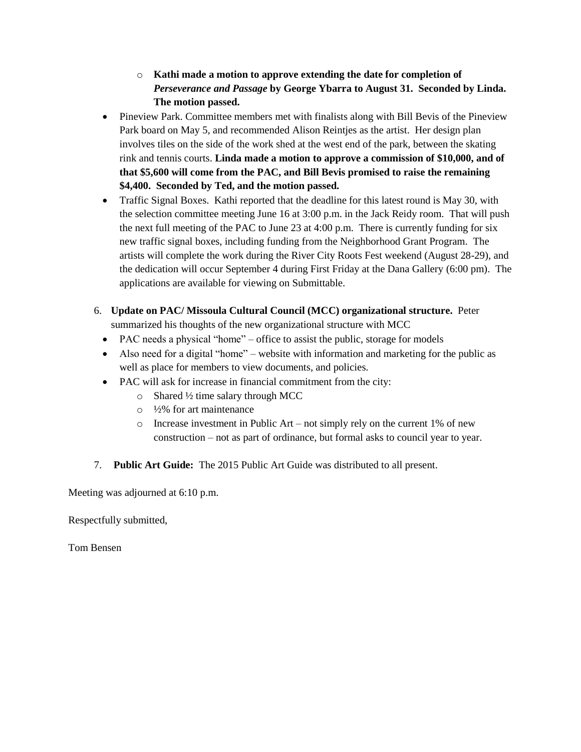- **Kathi made a motion to approve extending the date for completion of *Perseverance and Passage* by George Ybarra to August 31. Seconded by Linda. The motion passed.**

- Pineview Park. Committee members met with finalists along with Bill Bevis of the Pineview Park board on May 5, and recommended Alison Reintjes as the artist. Her design plan involves tiles on the side of the work shed at the west end of the park, between the skating rink and tennis courts. **Linda made a motion to approve a commission of $10,000, and of that $5,600 will come from the PAC, and Bill Bevis promised to raise the remaining $4,400. Seconded by Ted, and the motion passed.**
- Traffic Signal Boxes. Kathi reported that the deadline for this latest round is May 30, with the selection committee meeting June 16 at 3:00 p.m. in the Jack Reidy room. That will push the next full meeting of the PAC to June 23 at 4:00 p.m. There is currently funding for six new traffic signal boxes, including funding from the Neighborhood Grant Program. The artists will complete the work during the River City Roots Fest weekend (August 28-29), and the dedication will occur September 4 during First Friday at the Dana Gallery (6:00 pm). The applications are available for viewing on Submittable.

6. **Update on PAC/ Missoula Cultural Council (MCC) organizational structure.** Peter summarized his thoughts of the new organizational structure with MCC
   - PAC needs a physical "home" – office to assist the public, storage for models
   - Also need for a digital "home" – website with information and marketing for the public as well as place for members to view documents, and policies.
   - PAC will ask for increase in financial commitment from the city:
     - Shared ½ time salary through MCC
     - ½% for art maintenance
     - Increase investment in Public Art – not simply rely on the current 1% of new construction – not as part of ordinance, but formal asks to council year to year.

7. **Public Art Guide:** The 2015 Public Art Guide was distributed to all present.

Meeting was adjourned at 6:10 p.m.

Respectfully submitted,

Tom Bensen